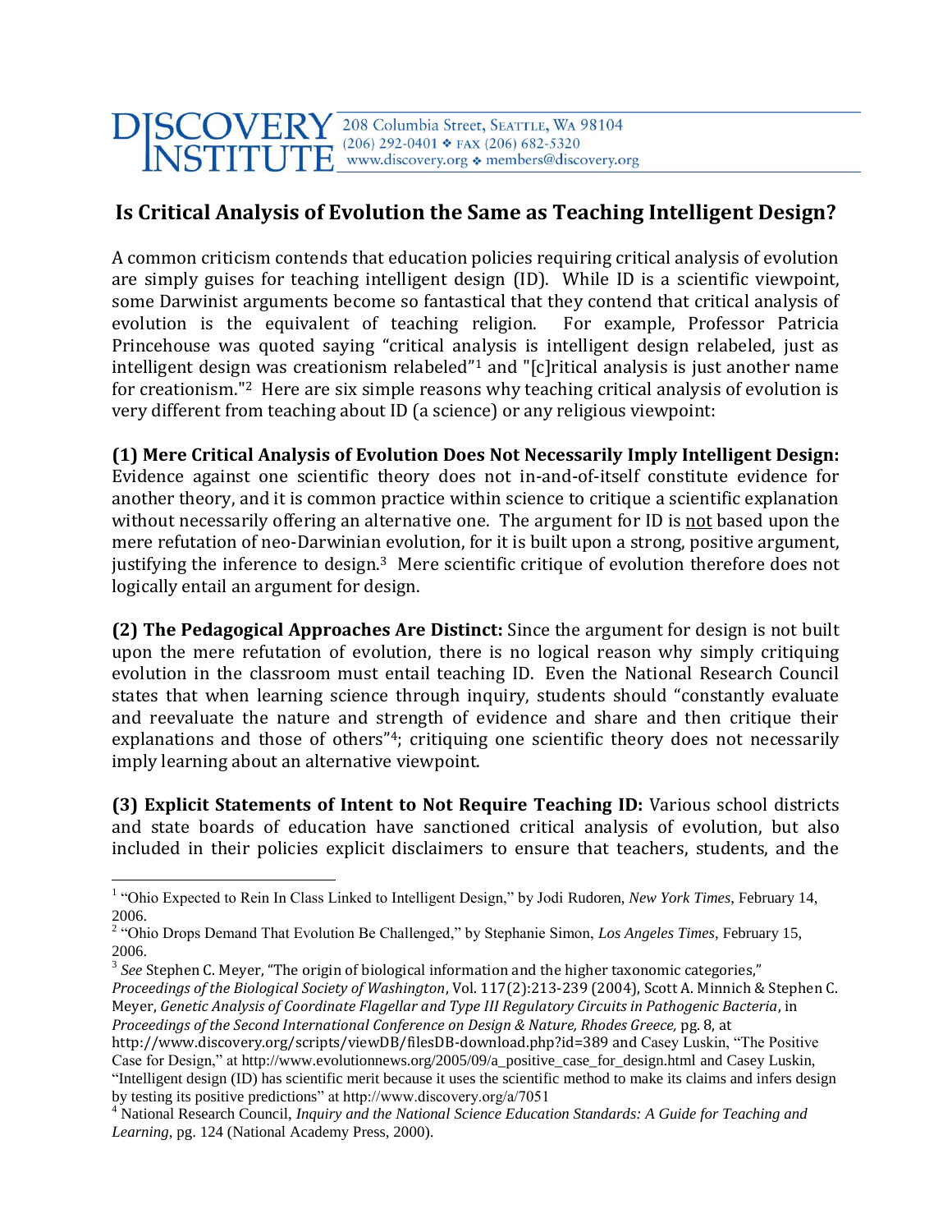DISCOVERY INSTITUTE 208 Columbia Street, Seattle, WA 98104
(206) 292-0401 ❖ FAX (206) 682-5320
www.discovery.org ❖ members@discovery.org

## Is Critical Analysis of Evolution the Same as Teaching Intelligent Design?

A common criticism contends that education policies requiring critical analysis of evolution are simply guises for teaching intelligent design (ID). While ID is a scientific viewpoint, some Darwinist arguments become so fantastical that they contend that critical analysis of evolution is the equivalent of teaching religion. For example, Professor Patricia Princehouse was quoted saying "critical analysis is intelligent design relabeled, just as intelligent design was creationism relabeled"[1] and "[c]ritical analysis is just another name for creationism."[2] Here are six simple reasons why teaching critical analysis of evolution is very different from teaching about ID (a science) or any religious viewpoint:

**(1) Mere Critical Analysis of Evolution Does Not Necessarily Imply Intelligent Design:** Evidence against one scientific theory does not in-and-of-itself constitute evidence for another theory, and it is common practice within science to critique a scientific explanation without necessarily offering an alternative one. The argument for ID is <u>not</u> based upon the mere refutation of neo-Darwinian evolution, for it is built upon a strong, positive argument, justifying the inference to design.[3] Mere scientific critique of evolution therefore does not logically entail an argument for design.

**(2) The Pedagogical Approaches Are Distinct:** Since the argument for design is not built upon the mere refutation of evolution, there is no logical reason why simply critiquing evolution in the classroom must entail teaching ID. Even the National Research Council states that when learning science through inquiry, students should "constantly evaluate and reevaluate the nature and strength of evidence and share and then critique their explanations and those of others"[4]; critiquing one scientific theory does not necessarily imply learning about an alternative viewpoint.

**(3) Explicit Statements of Intent to Not Require Teaching ID:** Various school districts and state boards of education have sanctioned critical analysis of evolution, but also included in their policies explicit disclaimers to ensure that teachers, students, and the

---

[1] "Ohio Expected to Rein In Class Linked to Intelligent Design," by Jodi Rudoren, *New York Times*, February 14, 2006.

[2] "Ohio Drops Demand That Evolution Be Challenged," by Stephanie Simon, *Los Angeles Times*, February 15, 2006.

[3] *See* Stephen C. Meyer, "The origin of biological information and the higher taxonomic categories," *Proceedings of the Biological Society of Washington*, Vol. 117(2):213-239 (2004), Scott A. Minnich & Stephen C. Meyer, *Genetic Analysis of Coordinate Flagellar and Type III Regulatory Circuits in Pathogenic Bacteria*, in *Proceedings of the Second International Conference on Design & Nature, Rhodes Greece,* pg. 8, at http://www.discovery.org/scripts/viewDB/filesDB-download.php?id=389 and Casey Luskin, "The Positive Case for Design," at http://www.evolutionnews.org/2005/09/a_positive_case_for_design.html and Casey Luskin, "Intelligent design (ID) has scientific merit because it uses the scientific method to make its claims and infers design by testing its positive predictions" at http://www.discovery.org/a/7051

[4] National Research Council, *Inquiry and the National Science Education Standards: A Guide for Teaching and Learning*, pg. 124 (National Academy Press, 2000).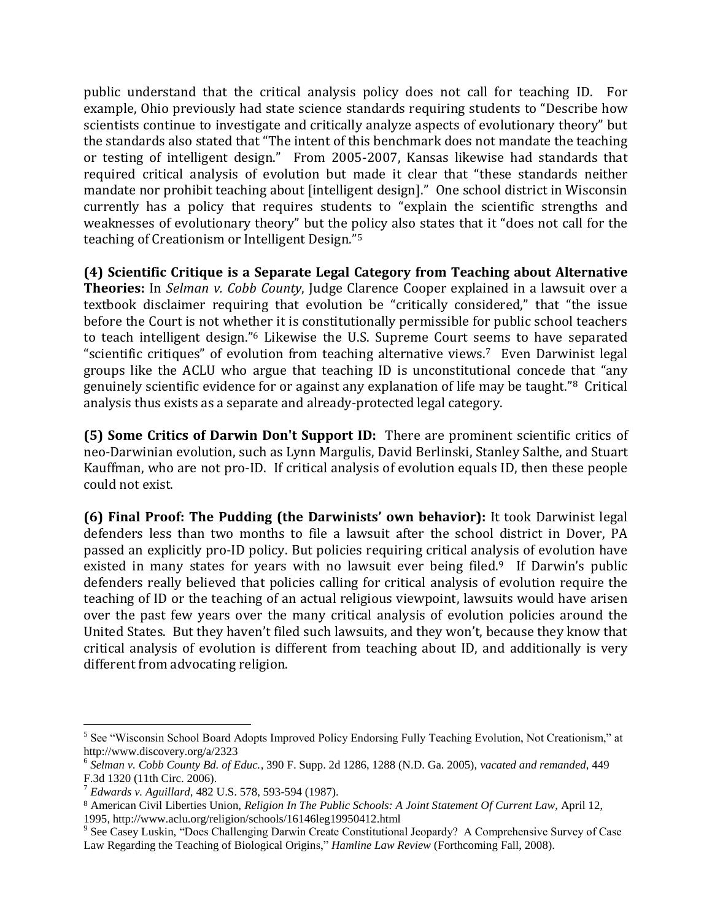public understand that the critical analysis policy does not call for teaching ID. For example, Ohio previously had state science standards requiring students to "Describe how scientists continue to investigate and critically analyze aspects of evolutionary theory" but the standards also stated that "The intent of this benchmark does not mandate the teaching or testing of intelligent design." From 2005-2007, Kansas likewise had standards that required critical analysis of evolution but made it clear that "these standards neither mandate nor prohibit teaching about [intelligent design]." One school district in Wisconsin currently has a policy that requires students to "explain the scientific strengths and weaknesses of evolutionary theory" but the policy also states that it "does not call for the teaching of Creationism or Intelligent Design."[5]

**(4) Scientific Critique is a Separate Legal Category from Teaching about Alternative Theories:** In *Selman v. Cobb County*, Judge Clarence Cooper explained in a lawsuit over a textbook disclaimer requiring that evolution be "critically considered," that "the issue before the Court is not whether it is constitutionally permissible for public school teachers to teach intelligent design."[6] Likewise the U.S. Supreme Court seems to have separated "scientific critiques" of evolution from teaching alternative views.[7] Even Darwinist legal groups like the ACLU who argue that teaching ID is unconstitutional concede that "any genuinely scientific evidence for or against any explanation of life may be taught."[8] Critical analysis thus exists as a separate and already-protected legal category.

**(5) Some Critics of Darwin Don't Support ID:** There are prominent scientific critics of neo-Darwinian evolution, such as Lynn Margulis, David Berlinski, Stanley Salthe, and Stuart Kauffman, who are not pro-ID. If critical analysis of evolution equals ID, then these people could not exist.

**(6) Final Proof: The Pudding (the Darwinists' own behavior):** It took Darwinist legal defenders less than two months to file a lawsuit after the school district in Dover, PA passed an explicitly pro-ID policy. But policies requiring critical analysis of evolution have existed in many states for years with no lawsuit ever being filed.[9] If Darwin's public defenders really believed that policies calling for critical analysis of evolution require the teaching of ID or the teaching of an actual religious viewpoint, lawsuits would have arisen over the past few years over the many critical analysis of evolution policies around the United States. But they haven't filed such lawsuits, and they won't, because they know that critical analysis of evolution is different from teaching about ID, and additionally is very different from advocating religion.

---

[5] See "Wisconsin School Board Adopts Improved Policy Endorsing Fully Teaching Evolution, Not Creationism," at http://www.discovery.org/a/2323

[6] *Selman v. Cobb County Bd. of Educ.*, 390 F. Supp. 2d 1286, 1288 (N.D. Ga. 2005), *vacated and remanded*, 449 F.3d 1320 (11th Circ. 2006).

[7] *Edwards v. Aguillard*, 482 U.S. 578, 593-594 (1987).

[8] American Civil Liberties Union, *Religion In The Public Schools: A Joint Statement Of Current Law*, April 12, 1995, http://www.aclu.org/religion/schools/16146leg19950412.html

[9] See Casey Luskin, "Does Challenging Darwin Create Constitutional Jeopardy? A Comprehensive Survey of Case Law Regarding the Teaching of Biological Origins," *Hamline Law Review* (Forthcoming Fall, 2008).